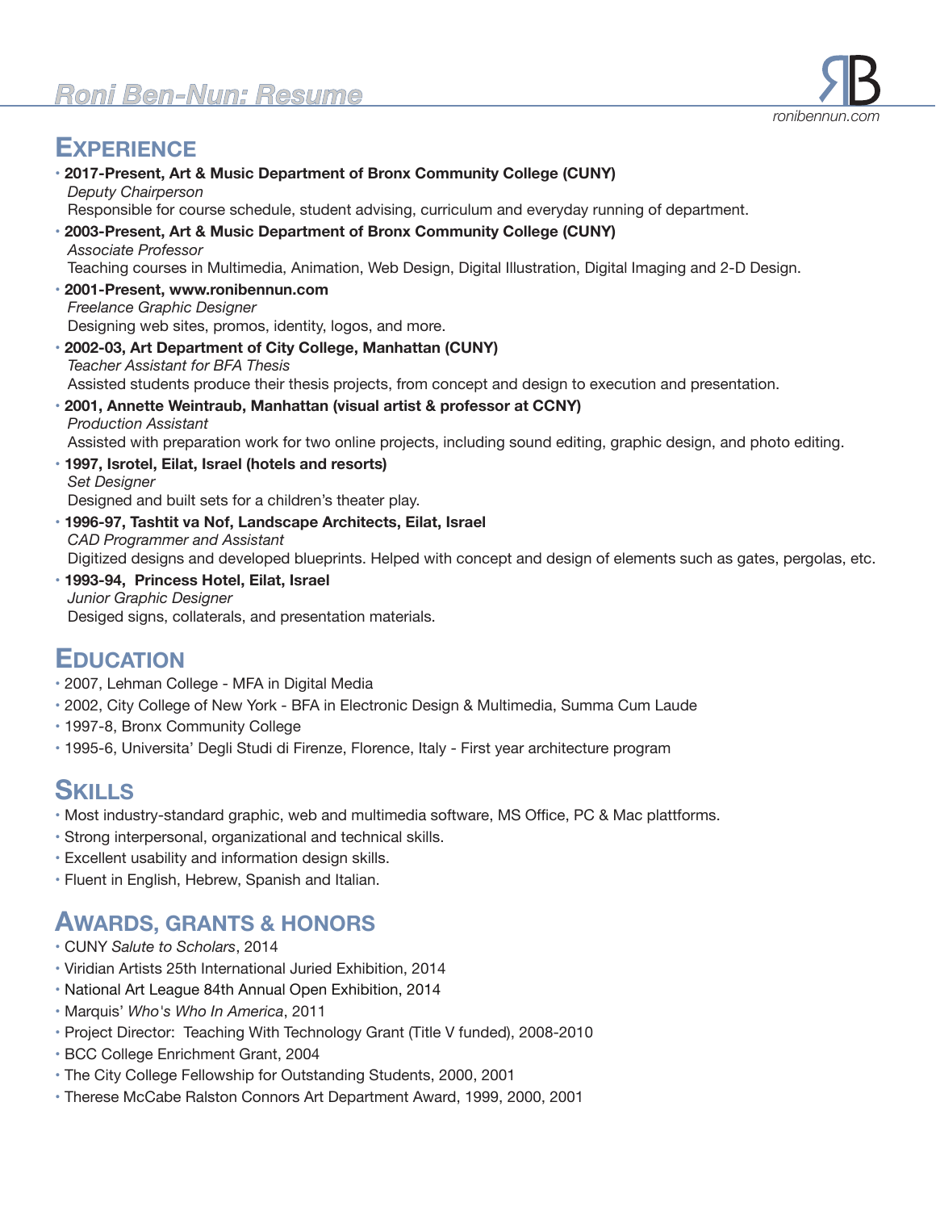# Roni Ben-Nun: Resume

RB
*ronibennun.com*

## Experience

- **2017-Present, Art & Music Department of Bronx Community College (CUNY)**
  *Deputy Chairperson*
  Responsible for course schedule, student advising, curriculum and everyday running of department.
- **2003-Present, Art & Music Department of Bronx Community College (CUNY)**
  *Associate Professor*
  Teaching courses in Multimedia, Animation, Web Design, Digital Illustration, Digital Imaging and 2-D Design.
- **2001-Present, www.ronibennun.com**
  *Freelance Graphic Designer*
  Designing web sites, promos, identity, logos, and more.
- **2002-03, Art Department of City College, Manhattan (CUNY)**
  *Teacher Assistant for BFA Thesis*
  Assisted students produce their thesis projects, from concept and design to execution and presentation.
- **2001, Annette Weintraub, Manhattan (visual artist & professor at CCNY)**
  *Production Assistant*
  Assisted with preparation work for two online projects, including sound editing, graphic design, and photo editing.
- **1997, Isrotel, Eilat, Israel (hotels and resorts)**
  *Set Designer*
  Designed and built sets for a children's theater play.
- **1996-97, Tashtit va Nof, Landscape Architects, Eilat, Israel**
  *CAD Programmer and Assistant*
  Digitized designs and developed blueprints. Helped with concept and design of elements such as gates, pergolas, etc.
- **1993-94, Princess Hotel, Eilat, Israel**
  *Junior Graphic Designer*
  Desiged signs, collaterals, and presentation materials.

## Education

- 2007, Lehman College - MFA in Digital Media
- 2002, City College of New York - BFA in Electronic Design & Multimedia, Summa Cum Laude
- 1997-8, Bronx Community College
- 1995-6, Universita' Degli Studi di Firenze, Florence, Italy - First year architecture program

## Skills

- Most industry-standard graphic, web and multimedia software, MS Office, PC & Mac plattforms.
- Strong interpersonal, organizational and technical skills.
- Excellent usability and information design skills.
- Fluent in English, Hebrew, Spanish and Italian.

## Awards, Grants & Honors

- CUNY *Salute to Scholars*, 2014
- Viridian Artists 25th International Juried Exhibition, 2014
- National Art League 84th Annual Open Exhibition, 2014
- Marquis' *Who's Who In America*, 2011
- Project Director: Teaching With Technology Grant (Title V funded), 2008-2010
- BCC College Enrichment Grant, 2004
- The City College Fellowship for Outstanding Students, 2000, 2001
- Therese McCabe Ralston Connors Art Department Award, 1999, 2000, 2001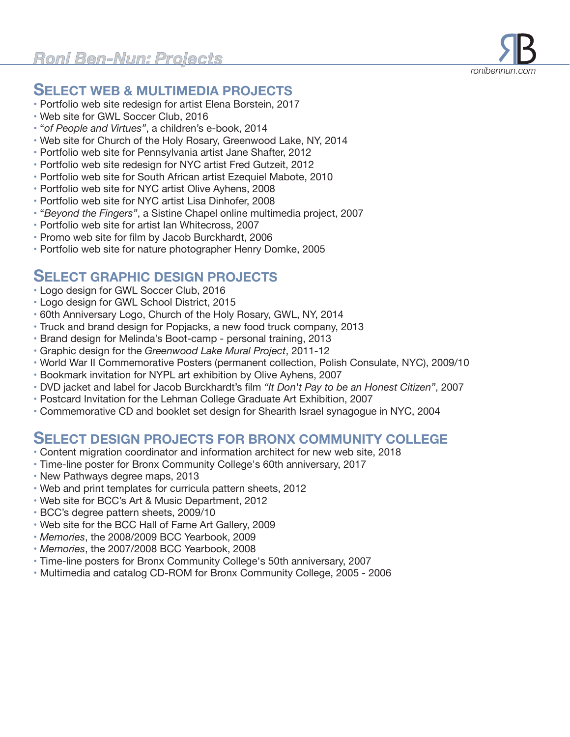# Roni Ben-Nun: Projects

## Select Web & Multimedia Projects

- Portfolio web site redesign for artist Elena Borstein, 2017
- Web site for GWL Soccer Club, 2016
- "*of People and Virtues"*, a children's e-book, 2014
- Web site for Church of the Holy Rosary, Greenwood Lake, NY, 2014
- Portfolio web site for Pennsylvania artist Jane Shafter, 2012
- Portfolio web site redesign for NYC artist Fred Gutzeit, 2012
- Portfolio web site for South African artist Ezequiel Mabote, 2010
- Portfolio web site for NYC artist Olive Ayhens, 2008
- Portfolio web site for NYC artist Lisa Dinhofer, 2008
- "*Beyond the Fingers"*, a Sistine Chapel online multimedia project, 2007
- Portfolio web site for artist Ian Whitecross, 2007
- Promo web site for film by Jacob Burckhardt, 2006
- Portfolio web site for nature photographer Henry Domke, 2005

## Select Graphic Design Projects

- Logo design for GWL Soccer Club, 2016
- Logo design for GWL School District, 2015
- 60th Anniversary Logo, Church of the Holy Rosary, GWL, NY, 2014
- Truck and brand design for Popjacks, a new food truck company, 2013
- Brand design for Melinda's Boot-camp - personal training, 2013
- Graphic design for the *Greenwood Lake Mural Project*, 2011-12
- World War II Commemorative Posters (permanent collection, Polish Consulate, NYC), 2009/10
- Bookmark invitation for NYPL art exhibition by Olive Ayhens, 2007
- DVD jacket and label for Jacob Burckhardt's film *"It Don't Pay to be an Honest Citizen"*, 2007
- Postcard Invitation for the Lehman College Graduate Art Exhibition, 2007
- Commemorative CD and booklet set design for Shearith Israel synagogue in NYC, 2004

## Select Design Projects for Bronx Community College

- Content migration coordinator and information architect for new web site, 2018
- Time-line poster for Bronx Community College's 60th anniversary, 2017
- New Pathways degree maps, 2013
- Web and print templates for curricula pattern sheets, 2012
- Web site for BCC's Art & Music Department, 2012
- BCC's degree pattern sheets, 2009/10
- Web site for the BCC Hall of Fame Art Gallery, 2009
- *Memories*, the 2008/2009 BCC Yearbook, 2009
- *Memories*, the 2007/2008 BCC Yearbook, 2008
- Time-line posters for Bronx Community College's 50th anniversary, 2007
- Multimedia and catalog CD-ROM for Bronx Community College, 2005 - 2006